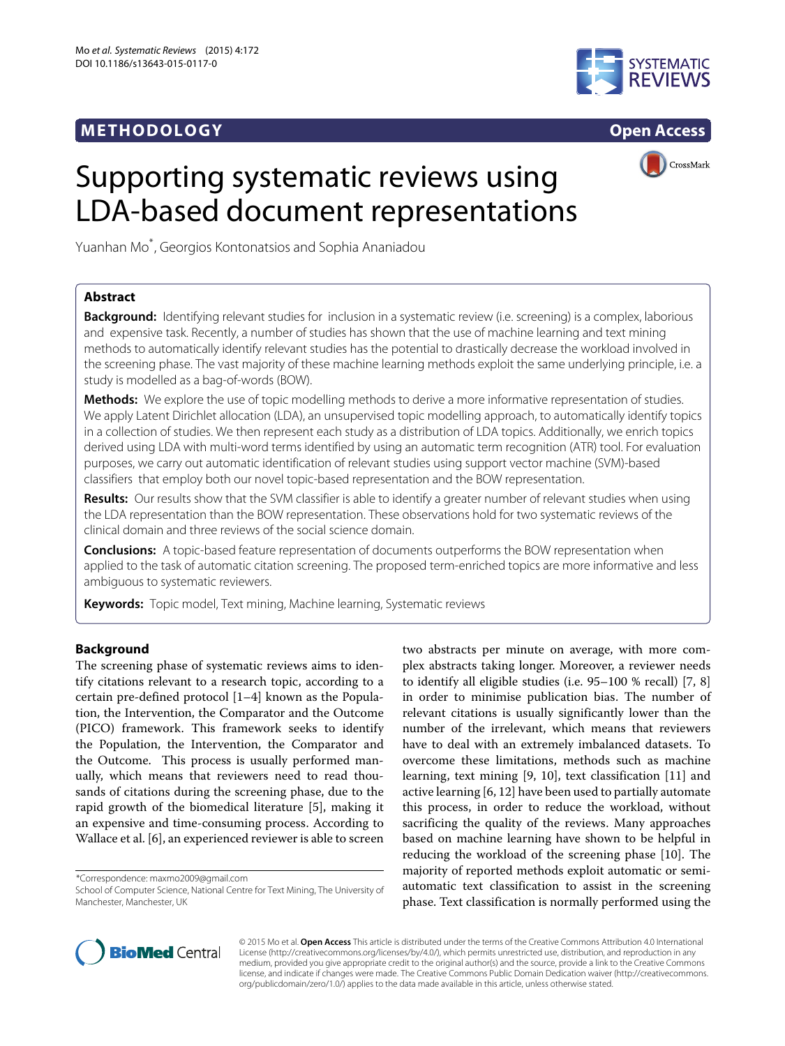**METHODOLOGY** **Open Access**

# Supporting systematic reviews using LDA-based document representations

Yuanhan Mo*, Georgios Kontonatsios and Sophia Ananiadou

## Abstract

**Background:** Identifying relevant studies for inclusion in a systematic review (i.e. screening) is a complex, laborious and expensive task. Recently, a number of studies has shown that the use of machine learning and text mining methods to automatically identify relevant studies has the potential to drastically decrease the workload involved in the screening phase. The vast majority of these machine learning methods exploit the same underlying principle, i.e. a study is modelled as a bag-of-words (BOW).

**Methods:** We explore the use of topic modelling methods to derive a more informative representation of studies. We apply Latent Dirichlet allocation (LDA), an unsupervised topic modelling approach, to automatically identify topics in a collection of studies. We then represent each study as a distribution of LDA topics. Additionally, we enrich topics derived using LDA with multi-word terms identified by using an automatic term recognition (ATR) tool. For evaluation purposes, we carry out automatic identification of relevant studies using support vector machine (SVM)-based classifiers that employ both our novel topic-based representation and the BOW representation.

**Results:** Our results show that the SVM classifier is able to identify a greater number of relevant studies when using the LDA representation than the BOW representation. These observations hold for two systematic reviews of the clinical domain and three reviews of the social science domain.

**Conclusions:** A topic-based feature representation of documents outperforms the BOW representation when applied to the task of automatic citation screening. The proposed term-enriched topics are more informative and less ambiguous to systematic reviewers.

**Keywords:** Topic model, Text mining, Machine learning, Systematic reviews

## Background

The screening phase of systematic reviews aims to identify citations relevant to a research topic, according to a certain pre-defined protocol [1–4] known as the Population, the Intervention, the Comparator and the Outcome (PICO) framework. This framework seeks to identify the Population, the Intervention, the Comparator and the Outcome. This process is usually performed manually, which means that reviewers need to read thousands of citations during the screening phase, due to the rapid growth of the biomedical literature [5], making it an expensive and time-consuming process. According to Wallace et al. [6], an experienced reviewer is able to screen two abstracts per minute on average, with more complex abstracts taking longer. Moreover, a reviewer needs to identify all eligible studies (i.e. 95–100 % recall) [7, 8] in order to minimise publication bias. The number of relevant citations is usually significantly lower than the number of the irrelevant, which means that reviewers have to deal with an extremely imbalanced datasets. To overcome these limitations, methods such as machine learning, text mining [9, 10], text classification [11] and active learning [6, 12] have been used to partially automate this process, in order to reduce the workload, without sacrificing the quality of the reviews. Many approaches based on machine learning have shown to be helpful in reducing the workload of the screening phase [10]. The majority of reported methods exploit automatic or semi-automatic text classification to assist in the screening phase. Text classification is normally performed using the

*Correspondence: maxmo2009@gmail.com
School of Computer Science, National Centre for Text Mining, The University of Manchester, Manchester, UK

© 2015 Mo et al. **Open Access** This article is distributed under the terms of the Creative Commons Attribution 4.0 International License (http://creativecommons.org/licenses/by/4.0/), which permits unrestricted use, distribution, and reproduction in any medium, provided you give appropriate credit to the original author(s) and the source, provide a link to the Creative Commons license, and indicate if changes were made. The Creative Commons Public Domain Dedication waiver (http://creativecommons.org/publicdomain/zero/1.0/) applies to the data made available in this article, unless otherwise stated.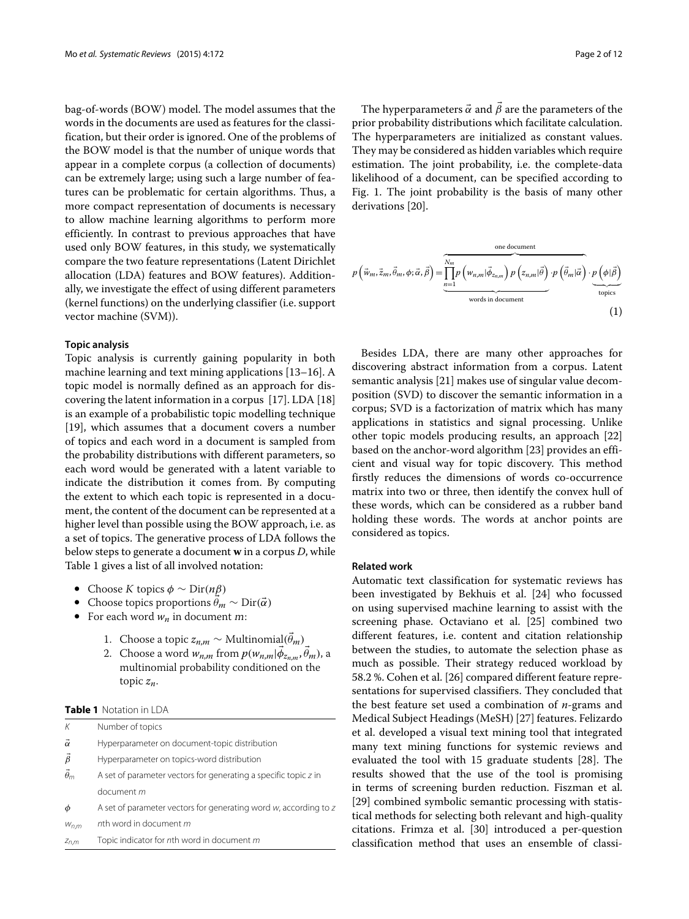bag-of-words (BOW) model. The model assumes that the words in the documents are used as features for the classification, but their order is ignored. One of the problems of the BOW model is that the number of unique words that appear in a complete corpus (a collection of documents) can be extremely large; using such a large number of features can be problematic for certain algorithms. Thus, a more compact representation of documents is necessary to allow machine learning algorithms to perform more efficiently. In contrast to previous approaches that have used only BOW features, in this study, we systematically compare the two feature representations (Latent Dirichlet allocation (LDA) features and BOW features). Additionally, we investigate the effect of using different parameters (kernel functions) on the underlying classifier (i.e. support vector machine (SVM)).

### Topic analysis

Topic analysis is currently gaining popularity in both machine learning and text mining applications [13–16]. A topic model is normally defined as an approach for discovering the latent information in a corpus [17]. LDA [18] is an example of a probabilistic topic modelling technique [19], which assumes that a document covers a number of topics and each word in a document is sampled from the probability distributions with different parameters, so each word would be generated with a latent variable to indicate the distribution it comes from. By computing the extent to which each topic is represented in a document, the content of the document can be represented at a higher level than possible using the BOW approach, i.e. as a set of topics. The generative process of LDA follows the below steps to generate a document **w** in a corpus $D$, while Table 1 gives a list of all involved notation:

- Choose $K$ topics $\phi \sim \mathrm{Dir}(n\beta)$
- Choose topics proportions $\vec{\theta}_m \sim \mathrm{Dir}(\vec{\alpha})$
- For each word $w_n$ in document $m$:
    1. Choose a topic $z_{n,m} \sim \mathrm{Multinomial}(\vec{\theta}_m)$
    2. Choose a word $w_{n,m}$ from $p(w_{n,m}|\vec{\phi}_{z_{n,m}}, \vec{\theta}_m)$, a multinomial probability conditioned on the topic $z_n$.

**Table 1** Notation in LDA

| | |
|---|---|
| $K$ | Number of topics |
| $\vec{\alpha}$ | Hyperparameter on document-topic distribution |
| $\vec{\beta}$ | Hyperparameter on topics-word distribution |
| $\vec{\theta}_m$ | A set of parameter vectors for generating a specific topic $z$ in document $m$ |
| $\phi$ | A set of parameter vectors for generating word $w$, according to $z$ |
| $w_{n,m}$ | $n$th word in document $m$ |
| $z_{n,m}$ | Topic indicator for $n$th word in document $m$ |

The hyperparameters $\vec{\alpha}$ and $\vec{\beta}$ are the parameters of the prior probability distributions which facilitate calculation. The hyperparameters are initialized as constant values. They may be considered as hidden variables which require estimation. The joint probability, i.e. the complete-data likelihood of a document, can be specified according to Fig. 1. The joint probability is the basis of many other derivations [20].

$$p\left(\vec{w}_m, \vec{z}_m, \vec{\theta}_m, \phi; \vec{\alpha}, \vec{\beta}\right) = \overbrace{\underbrace{\prod_{n=1}^{N_m} p\left(w_{n,m}|\vec{\phi}_{z_{n,m}}\right) p\left(z_{n,m}|\vec{\theta}\right)}_{\text{words in document}} \cdot p\left(\vec{\theta}_m|\vec{\alpha}\right)}^{\text{one document}} \cdot \underbrace{p\left(\phi|\vec{\beta}\right)}_{\text{topics}} \tag{1}$$

Besides LDA, there are many other approaches for discovering abstract information from a corpus. Latent semantic analysis [21] makes use of singular value decomposition (SVD) to discover the semantic information in a corpus; SVD is a factorization of matrix which has many applications in statistics and signal processing. Unlike other topic models producing results, an approach [22] based on the anchor-word algorithm [23] provides an efficient and visual way for topic discovery. This method firstly reduces the dimensions of words co-occurrence matrix into two or three, then identify the convex hull of these words, which can be considered as a rubber band holding these words. The words at anchor points are considered as topics.

### Related work

Automatic text classification for systematic reviews has been investigated by Bekhuis et al. [24] who focussed on using supervised machine learning to assist with the screening phase. Octaviano et al. [25] combined two different features, i.e. content and citation relationship between the studies, to automate the selection phase as much as possible. Their strategy reduced workload by 58.2 %. Cohen et al. [26] compared different feature representations for supervised classifiers. They concluded that the best feature set used a combination of $n$-grams and Medical Subject Headings (MeSH) [27] features. Felizardo et al. developed a visual text mining tool that integrated many text mining functions for systemic reviews and evaluated the tool with 15 graduate students [28]. The results showed that the use of the tool is promising in terms of screening burden reduction. Fiszman et al. [29] combined symbolic semantic processing with statistical methods for selecting both relevant and high-quality citations. Frimza et al. [30] introduced a per-question classification method that uses an ensemble of classi-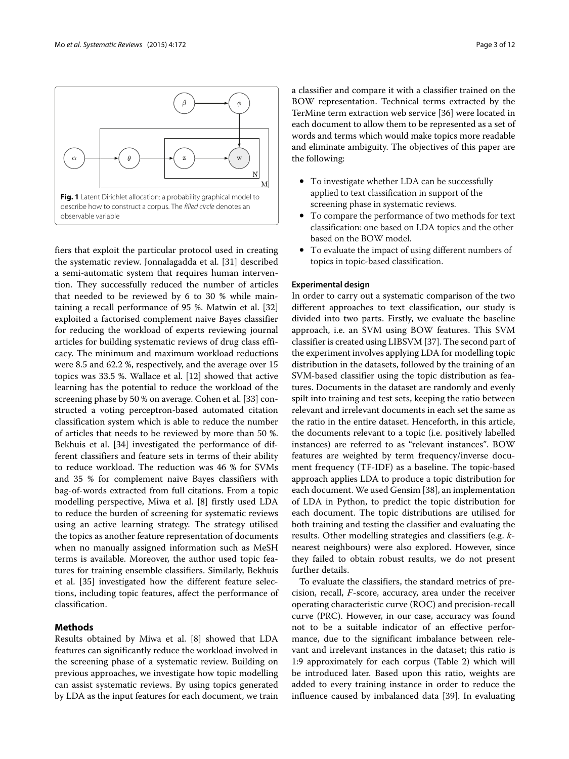**Fig. 1** Latent Dirichlet allocation: a probability graphical model to describe how to construct a corpus. The *filled circle* denotes an observable variable

fiers that exploit the particular protocol used in creating the systematic review. Jonnalagadda et al. [31] described a semi-automatic system that requires human intervention. They successfully reduced the number of articles that needed to be reviewed by 6 to 30 % while maintaining a recall performance of 95 %. Matwin et al. [32] exploited a factorised complement naive Bayes classifier for reducing the workload of experts reviewing journal articles for building systematic reviews of drug class efficacy. The minimum and maximum workload reductions were 8.5 and 62.2 %, respectively, and the average over 15 topics was 33.5 %. Wallace et al. [12] showed that active learning has the potential to reduce the workload of the screening phase by 50 % on average. Cohen et al. [33] constructed a voting perceptron-based automated citation classification system which is able to reduce the number of articles that needs to be reviewed by more than 50 %. Bekhuis et al. [34] investigated the performance of different classifiers and feature sets in terms of their ability to reduce workload. The reduction was 46 % for SVMs and 35 % for complement naive Bayes classifiers with bag-of-words extracted from full citations. From a topic modelling perspective, Miwa et al. [8] firstly used LDA to reduce the burden of screening for systematic reviews using an active learning strategy. The strategy utilised the topics as another feature representation of documents when no manually assigned information such as MeSH terms is available. Moreover, the author used topic features for training ensemble classifiers. Similarly, Bekhuis et al. [35] investigated how the different feature selections, including topic features, affect the performance of classification.

## Methods

Results obtained by Miwa et al. [8] showed that LDA features can significantly reduce the workload involved in the screening phase of a systematic review. Building on previous approaches, we investigate how topic modelling can assist systematic reviews. By using topics generated by LDA as the input features for each document, we train a classifier and compare it with a classifier trained on the BOW representation. Technical terms extracted by the TerMine term extraction web service [36] were located in each document to allow them to be represented as a set of words and terms which would make topics more readable and eliminate ambiguity. The objectives of this paper are the following:

- To investigate whether LDA can be successfully applied to text classification in support of the screening phase in systematic reviews.
- To compare the performance of two methods for text classification: one based on LDA topics and the other based on the BOW model.
- To evaluate the impact of using different numbers of topics in topic-based classification.

### Experimental design

In order to carry out a systematic comparison of the two different approaches to text classification, our study is divided into two parts. Firstly, we evaluate the baseline approach, i.e. an SVM using BOW features. This SVM classifier is created using LIBSVM [37]. The second part of the experiment involves applying LDA for modelling topic distribution in the datasets, followed by the training of an SVM-based classifier using the topic distribution as features. Documents in the dataset are randomly and evenly spilt into training and test sets, keeping the ratio between relevant and irrelevant documents in each set the same as the ratio in the entire dataset. Henceforth, in this article, the documents relevant to a topic (i.e. positively labelled instances) are referred to as "relevant instances". BOW features are weighted by term frequency/inverse document frequency (TF-IDF) as a baseline. The topic-based approach applies LDA to produce a topic distribution for each document. We used Gensim [38], an implementation of LDA in Python, to predict the topic distribution for each document. The topic distributions are utilised for both training and testing the classifier and evaluating the results. Other modelling strategies and classifiers (e.g. $k$-nearest neighbours) were also explored. However, since they failed to obtain robust results, we do not present further details.

To evaluate the classifiers, the standard metrics of precision, recall, $F$-score, accuracy, area under the receiver operating characteristic curve (ROC) and precision-recall curve (PRC). However, in our case, accuracy was found not to be a suitable indicator of an effective performance, due to the significant imbalance between relevant and irrelevant instances in the dataset; this ratio is 1:9 approximately for each corpus (Table 2) which will be introduced later. Based upon this ratio, weights are added to every training instance in order to reduce the influence caused by imbalanced data [39]. In evaluating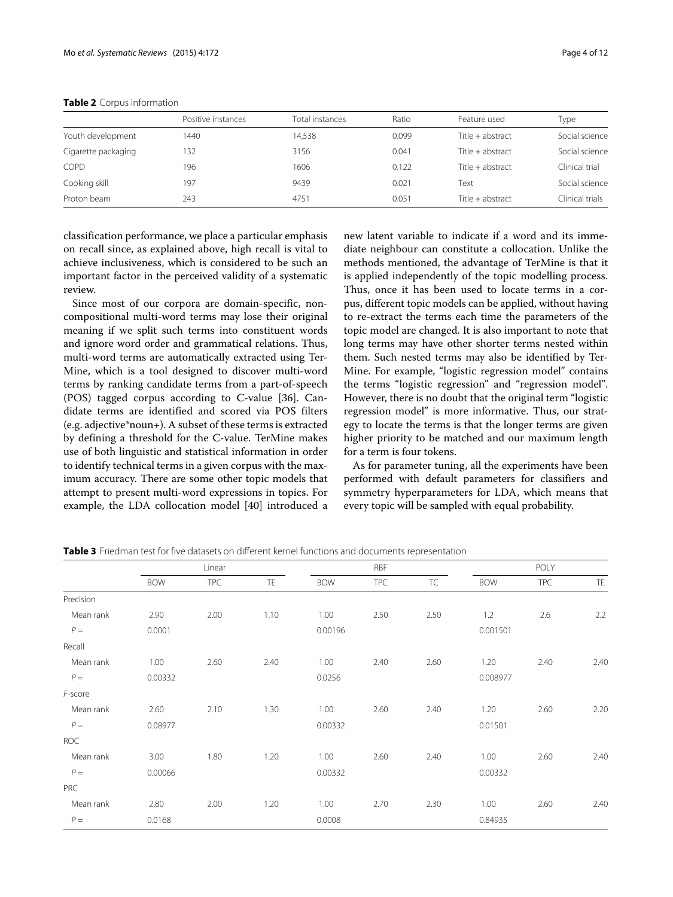**Table 2** Corpus information

| | Positive instances | Total instances | Ratio | Feature used | Type |
|---|---|---|---|---|---|
| Youth development | 1440 | 14,538 | 0.099 | Title + abstract | Social science |
| Cigarette packaging | 132 | 3156 | 0.041 | Title + abstract | Social science |
| COPD | 196 | 1606 | 0.122 | Title + abstract | Clinical trial |
| Cooking skill | 197 | 9439 | 0.021 | Text | Social science |
| Proton beam | 243 | 4751 | 0.051 | Title + abstract | Clinical trials |

classification performance, we place a particular emphasis on recall since, as explained above, high recall is vital to achieve inclusiveness, which is considered to be such an important factor in the perceived validity of a systematic review.

Since most of our corpora are domain-specific, non-compositional multi-word terms may lose their original meaning if we split such terms into constituent words and ignore word order and grammatical relations. Thus, multi-word terms are automatically extracted using TerMine, which is a tool designed to discover multi-word terms by ranking candidate terms from a part-of-speech (POS) tagged corpus according to C-value [36]. Candidate terms are identified and scored via POS filters (e.g. adjective*noun+). A subset of these terms is extracted by defining a threshold for the C-value. TerMine makes use of both linguistic and statistical information in order to identify technical terms in a given corpus with the maximum accuracy. There are some other topic models that attempt to present multi-word expressions in topics. For example, the LDA collocation model [40] introduced a new latent variable to indicate if a word and its immediate neighbour can constitute a collocation. Unlike the methods mentioned, the advantage of TerMine is that it is applied independently of the topic modelling process. Thus, once it has been used to locate terms in a corpus, different topic models can be applied, without having to re-extract the terms each time the parameters of the topic model are changed. It is also important to note that long terms may have other shorter terms nested within them. Such nested terms may also be identified by TerMine. For example, "logistic regression model" contains the terms "logistic regression" and "regression model". However, there is no doubt that the original term "logistic regression model" is more informative. Thus, our strategy to locate the terms is that the longer terms are given higher priority to be matched and our maximum length for a term is four tokens.

As for parameter tuning, all the experiments have been performed with default parameters for classifiers and symmetry hyperparameters for LDA, which means that every topic will be sampled with equal probability.

**Table 3** Friedman test for five datasets on different kernel functions and documents representation

| | Linear | | | RBF | | | POLY | | |
|---|---|---|---|---|---|---|---|---|---|
| | BOW | TPC | TE | BOW | TPC | TC | BOW | TPC | TE |
| Precision | | | | | | | | | |
| Mean rank | 2.90 | 2.00 | 1.10 | 1.00 | 2.50 | 2.50 | 1.2 | 2.6 | 2.2 |
| $P =$ | 0.0001 | | | 0.00196 | | | 0.001501 | | |
| Recall | | | | | | | | | |
| Mean rank | 1.00 | 2.60 | 2.40 | 1.00 | 2.40 | 2.60 | 1.20 | 2.40 | 2.40 |
| $P =$ | 0.00332 | | | 0.0256 | | | 0.008977 | | |
| *F*-score | | | | | | | | | |
| Mean rank | 2.60 | 2.10 | 1.30 | 1.00 | 2.60 | 2.40 | 1.20 | 2.60 | 2.20 |
| $P =$ | 0.08977 | | | 0.00332 | | | 0.01501 | | |
| ROC | | | | | | | | | |
| Mean rank | 3.00 | 1.80 | 1.20 | 1.00 | 2.60 | 2.40 | 1.00 | 2.60 | 2.40 |
| $P =$ | 0.00066 | | | 0.00332 | | | 0.00332 | | |
| PRC | | | | | | | | | |
| Mean rank | 2.80 | 2.00 | 1.20 | 1.00 | 2.70 | 2.30 | 1.00 | 2.60 | 2.40 |
| $P =$ | 0.0168 | | | 0.0008 | | | 0.84935 | | |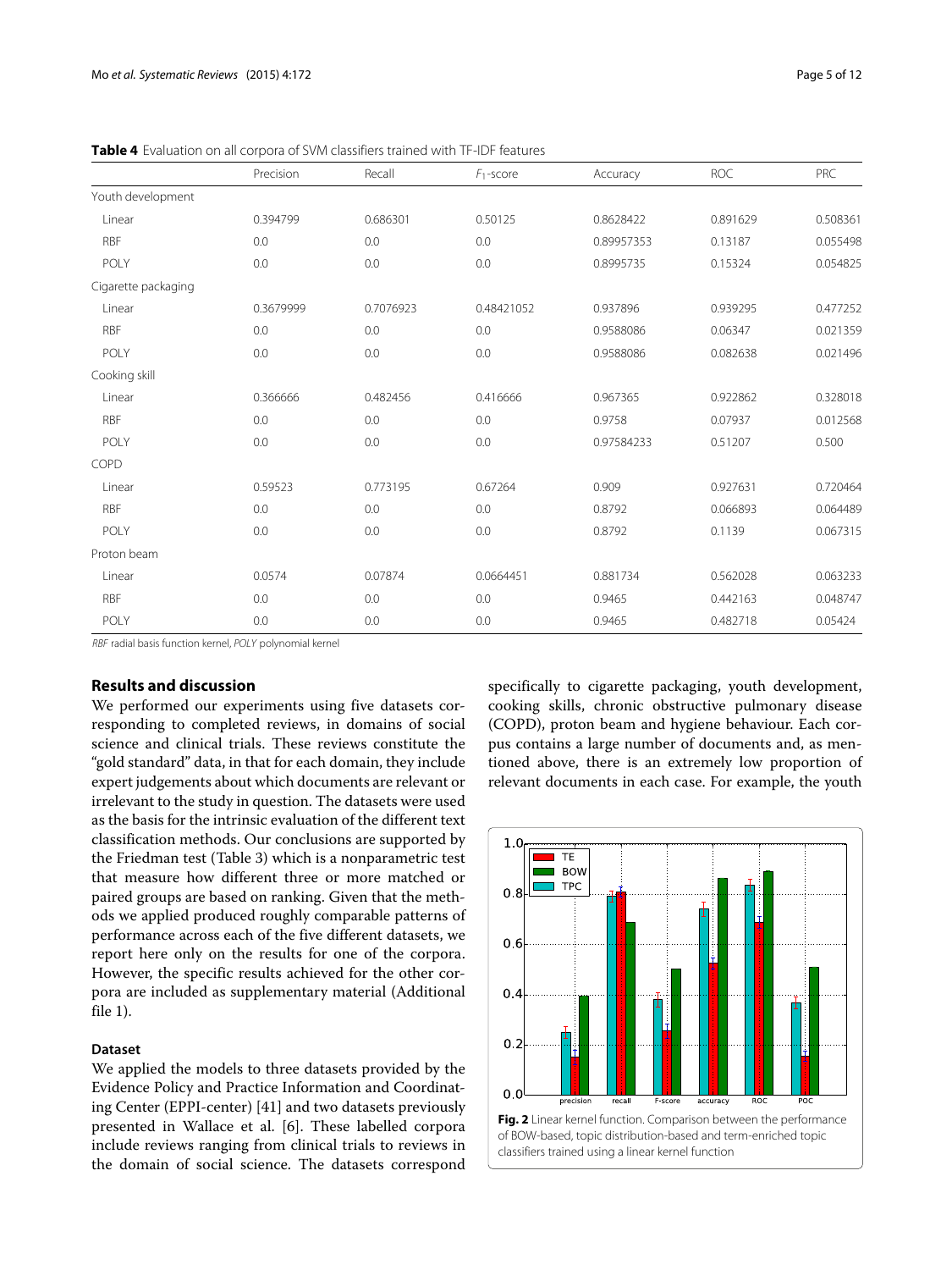**Table 4** Evaluation on all corpora of SVM classifiers trained with TF-IDF features

| | Precision | Recall | $F_1$-score | Accuracy | ROC | PRC |
|---|---|---|---|---|---|---|
| Youth development | | | | | | |
| Linear | 0.394799 | 0.686301 | 0.50125 | 0.8628422 | 0.891629 | 0.508361 |
| RBF | 0.0 | 0.0 | 0.0 | 0.89957353 | 0.13187 | 0.055498 |
| POLY | 0.0 | 0.0 | 0.0 | 0.8995735 | 0.15324 | 0.054825 |
| Cigarette packaging | | | | | | |
| Linear | 0.3679999 | 0.7076923 | 0.48421052 | 0.937896 | 0.939295 | 0.477252 |
| RBF | 0.0 | 0.0 | 0.0 | 0.9588086 | 0.06347 | 0.021359 |
| POLY | 0.0 | 0.0 | 0.0 | 0.9588086 | 0.082638 | 0.021496 |
| Cooking skill | | | | | | |
| Linear | 0.366666 | 0.482456 | 0.416666 | 0.967365 | 0.922862 | 0.328018 |
| RBF | 0.0 | 0.0 | 0.0 | 0.9758 | 0.07937 | 0.012568 |
| POLY | 0.0 | 0.0 | 0.0 | 0.97584233 | 0.51207 | 0.500 |
| COPD | | | | | | |
| Linear | 0.59523 | 0.773195 | 0.67264 | 0.909 | 0.927631 | 0.720464 |
| RBF | 0.0 | 0.0 | 0.0 | 0.8792 | 0.066893 | 0.064489 |
| POLY | 0.0 | 0.0 | 0.0 | 0.8792 | 0.1139 | 0.067315 |
| Proton beam | | | | | | |
| Linear | 0.0574 | 0.07874 | 0.0664451 | 0.881734 | 0.562028 | 0.063233 |
| RBF | 0.0 | 0.0 | 0.0 | 0.9465 | 0.442163 | 0.048747 |
| POLY | 0.0 | 0.0 | 0.0 | 0.9465 | 0.482718 | 0.05424 |

*RBF* radial basis function kernel, *POLY* polynomial kernel

## Results and discussion

We performed our experiments using five datasets corresponding to completed reviews, in domains of social science and clinical trials. These reviews constitute the "gold standard" data, in that for each domain, they include expert judgements about which documents are relevant or irrelevant to the study in question. The datasets were used as the basis for the intrinsic evaluation of the different text classification methods. Our conclusions are supported by the Friedman test (Table 3) which is a nonparametric test that measure how different three or more matched or paired groups are based on ranking. Given that the methods we applied produced roughly comparable patterns of performance across each of the five different datasets, we report here only on the results for one of the corpora. However, the specific results achieved for the other corpora are included as supplementary material (Additional file 1).

### Dataset

We applied the models to three datasets provided by the Evidence Policy and Practice Information and Coordinating Center (EPPI-center) [41] and two datasets previously presented in Wallace et al. [6]. These labelled corpora include reviews ranging from clinical trials to reviews in the domain of social science. The datasets correspond specifically to cigarette packaging, youth development, cooking skills, chronic obstructive pulmonary disease (COPD), proton beam and hygiene behaviour. Each corpus contains a large number of documents and, as mentioned above, there is an extremely low proportion of relevant documents in each case. For example, the youth

**Fig. 2** Linear kernel function. Comparison between the performance of BOW-based, topic distribution-based and term-enriched topic classifiers trained using a linear kernel function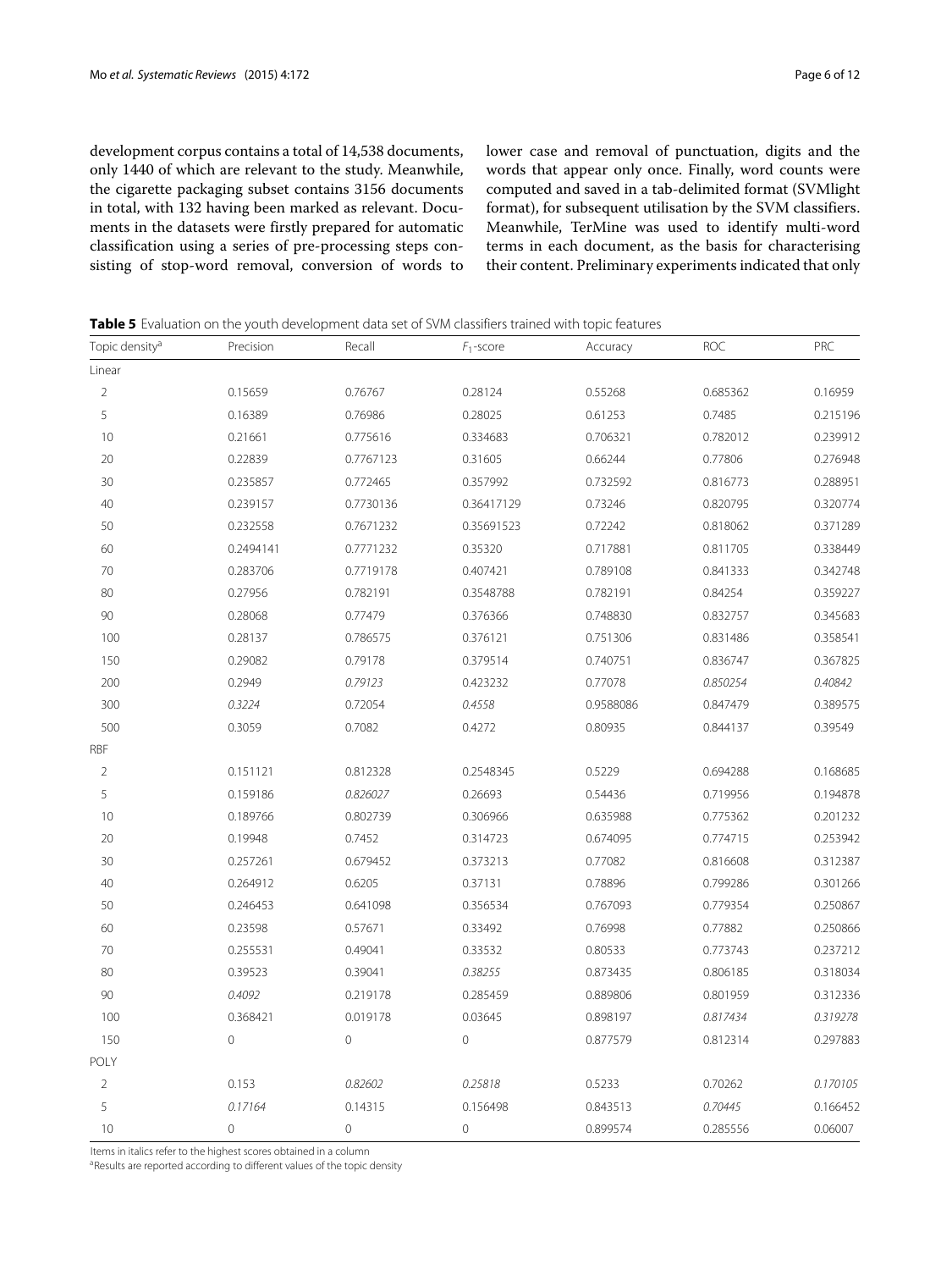development corpus contains a total of 14,538 documents, only 1440 of which are relevant to the study. Meanwhile, the cigarette packaging subset contains 3156 documents in total, with 132 having been marked as relevant. Documents in the datasets were firstly prepared for automatic classification using a series of pre-processing steps consisting of stop-word removal, conversion of words to lower case and removal of punctuation, digits and the words that appear only once. Finally, word counts were computed and saved in a tab-delimited format (SVMlight format), for subsequent utilisation by the SVM classifiers. Meanwhile, TerMine was used to identify multi-word terms in each document, as the basis for characterising their content. Preliminary experiments indicated that only

**Table 5** Evaluation on the youth development data set of SVM classifiers trained with topic features

| Topic density[a] | Precision | Recall | $F_1$-score | Accuracy | ROC | PRC |
|---|---|---|---|---|---|---|
| Linear | | | | | | |
| 2 | 0.15659 | 0.76767 | 0.28124 | 0.55268 | 0.685362 | 0.16959 |
| 5 | 0.16389 | 0.76986 | 0.28025 | 0.61253 | 0.7485 | 0.215196 |
| 10 | 0.21661 | 0.775616 | 0.334683 | 0.706321 | 0.782012 | 0.239912 |
| 20 | 0.22839 | 0.7767123 | 0.31605 | 0.66244 | 0.77806 | 0.276948 |
| 30 | 0.235857 | 0.772465 | 0.357992 | 0.732592 | 0.816773 | 0.288951 |
| 40 | 0.239157 | 0.7730136 | 0.36417129 | 0.73246 | 0.820795 | 0.320774 |
| 50 | 0.232558 | 0.7671232 | 0.35691523 | 0.72242 | 0.818062 | 0.371289 |
| 60 | 0.2494141 | 0.7771232 | 0.35320 | 0.717881 | 0.811705 | 0.338449 |
| 70 | 0.283706 | 0.7719178 | 0.407421 | 0.789108 | 0.841333 | 0.342748 |
| 80 | 0.27956 | 0.782191 | 0.3548788 | 0.782191 | 0.84254 | 0.359227 |
| 90 | 0.28068 | 0.77479 | 0.376366 | 0.748830 | 0.832757 | 0.345683 |
| 100 | 0.28137 | 0.786575 | 0.376121 | 0.751306 | 0.831486 | 0.358541 |
| 150 | 0.29082 | 0.79178 | 0.379514 | 0.740751 | 0.836747 | 0.367825 |
| 200 | 0.2949 | *0.79123* | 0.423232 | 0.77078 | *0.850254* | *0.40842* |
| 300 | *0.3224* | 0.72054 | *0.4558* | 0.9588086 | 0.847479 | 0.389575 |
| 500 | 0.3059 | 0.7082 | 0.4272 | 0.80935 | 0.844137 | 0.39549 |
| RBF | | | | | | |
| 2 | 0.151121 | 0.812328 | 0.2548345 | 0.5229 | 0.694288 | 0.168685 |
| 5 | 0.159186 | *0.826027* | 0.26693 | 0.54436 | 0.719956 | 0.194878 |
| 10 | 0.189766 | 0.802739 | 0.306966 | 0.635988 | 0.775362 | 0.201232 |
| 20 | 0.19948 | 0.7452 | 0.314723 | 0.674095 | 0.774715 | 0.253942 |
| 30 | 0.257261 | 0.679452 | 0.373213 | 0.77082 | 0.816608 | 0.312387 |
| 40 | 0.264912 | 0.6205 | 0.37131 | 0.78896 | 0.799286 | 0.301266 |
| 50 | 0.246453 | 0.641098 | 0.356534 | 0.767093 | 0.779354 | 0.250867 |
| 60 | 0.23598 | 0.57671 | 0.33492 | 0.76998 | 0.77882 | 0.250866 |
| 70 | 0.255531 | 0.49041 | 0.33532 | 0.80533 | 0.773743 | 0.237212 |
| 80 | 0.39523 | 0.39041 | *0.38255* | 0.873435 | 0.806185 | 0.318034 |
| 90 | *0.4092* | 0.219178 | 0.285459 | 0.889806 | 0.801959 | 0.312336 |
| 100 | 0.368421 | 0.019178 | 0.03645 | 0.898197 | *0.817434* | *0.319278* |
| 150 | 0 | 0 | 0 | 0.877579 | 0.812314 | 0.297883 |
| POLY | | | | | | |
| 2 | 0.153 | *0.82602* | *0.25818* | 0.5233 | 0.70262 | *0.170105* |
| 5 | *0.17164* | 0.14315 | 0.156498 | 0.843513 | *0.70445* | 0.166452 |
| 10 | 0 | 0 | 0 | 0.899574 | 0.285556 | 0.06007 |

Items in italics refer to the highest scores obtained in a column

[a]Results are reported according to different values of the topic density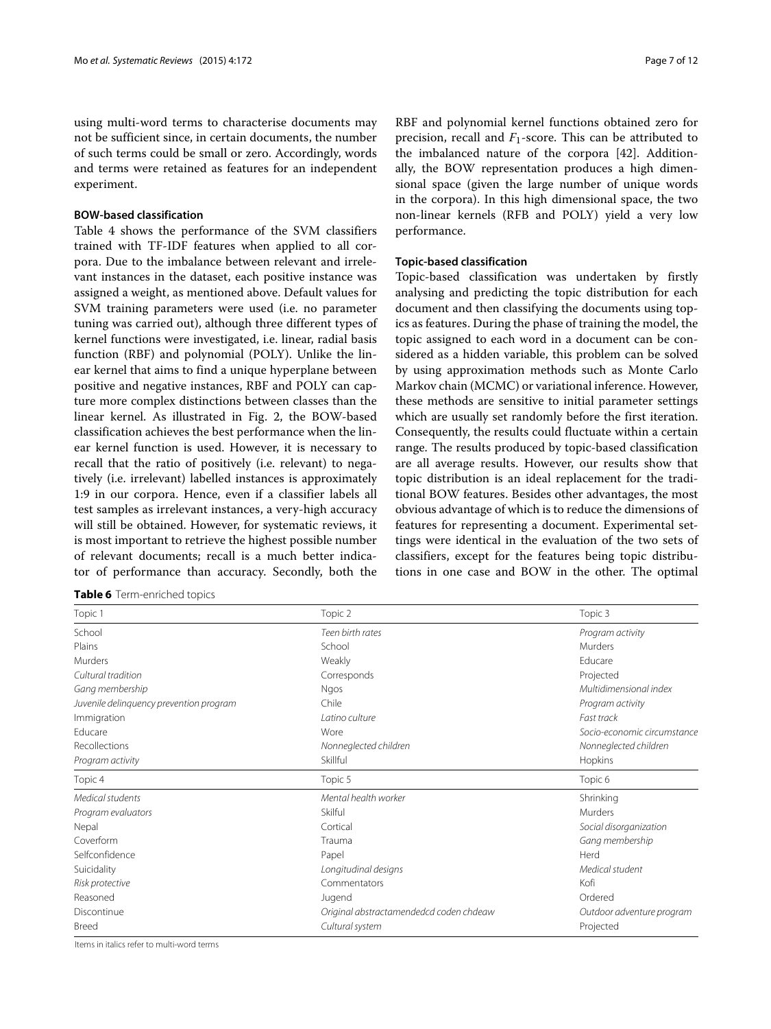using multi-word terms to characterise documents may not be sufficient since, in certain documents, the number of such terms could be small or zero. Accordingly, words and terms were retained as features for an independent experiment.

### BOW-based classification

Table 4 shows the performance of the SVM classifiers trained with TF-IDF features when applied to all corpora. Due to the imbalance between relevant and irrelevant instances in the dataset, each positive instance was assigned a weight, as mentioned above. Default values for SVM training parameters were used (i.e. no parameter tuning was carried out), although three different types of kernel functions were investigated, i.e. linear, radial basis function (RBF) and polynomial (POLY). Unlike the linear kernel that aims to find a unique hyperplane between positive and negative instances, RBF and POLY can capture more complex distinctions between classes than the linear kernel. As illustrated in Fig. 2, the BOW-based classification achieves the best performance when the linear kernel function is used. However, it is necessary to recall that the ratio of positively (i.e. relevant) to negatively (i.e. irrelevant) labelled instances is approximately 1:9 in our corpora. Hence, even if a classifier labels all test samples as irrelevant instances, a very-high accuracy will still be obtained. However, for systematic reviews, it is most important to retrieve the highest possible number of relevant documents; recall is a much better indicator of performance than accuracy. Secondly, both the RBF and polynomial kernel functions obtained zero for precision, recall and $F_1$-score. This can be attributed to the imbalanced nature of the corpora [42]. Additionally, the BOW representation produces a high dimensional space (given the large number of unique words in the corpora). In this high dimensional space, the two non-linear kernels (RFB and POLY) yield a very low performance.

### Topic-based classification

Topic-based classification was undertaken by firstly analysing and predicting the topic distribution for each document and then classifying the documents using topics as features. During the phase of training the model, the topic assigned to each word in a document can be considered as a hidden variable, this problem can be solved by using approximation methods such as Monte Carlo Markov chain (MCMC) or variational inference. However, these methods are sensitive to initial parameter settings which are usually set randomly before the first iteration. Consequently, the results could fluctuate within a certain range. The results produced by topic-based classification are all average results. However, our results show that topic distribution is an ideal replacement for the traditional BOW features. Besides other advantages, the most obvious advantage of which is to reduce the dimensions of features for representing a document. Experimental settings were identical in the evaluation of the two sets of classifiers, except for the features being topic distributions in one case and BOW in the other. The optimal

**Table 6** Term-enriched topics

| Topic 1 | Topic 2 | Topic 3 |
|---|---|---|
| School | *Teen birth rates* | *Program activity* |
| Plains | School | Murders |
| Murders | Weakly | Educare |
| *Cultural tradition* | Corresponds | Projected |
| *Gang membership* | Ngos | *Multidimensional index* |
| *Juvenile delinquency prevention program* | Chile | *Program activity* |
| Immigration | *Latino culture* | *Fast track* |
| Educare | Wore | *Socio-economic circumstance* |
| Recollections | *Nonneglected children* | *Nonneglected children* |
| *Program activity* | Skillful | Hopkins |
| **Topic 4** | **Topic 5** | **Topic 6** |
| *Medical students* | *Mental health worker* | Shrinking |
| *Program evaluators* | Skilful | Murders |
| Nepal | Cortical | *Social disorganization* |
| Coverform | Trauma | *Gang membership* |
| Selfconfidence | Papel | Herd |
| Suicidality | *Longitudinal designs* | *Medical student* |
| *Risk protective* | Commentators | Kofi |
| Reasoned | Jugend | Ordered |
| Discontinue | *Original abstractamendedcd coden chdeaw* | *Outdoor adventure program* |
| Breed | *Cultural system* | Projected |

Items in italics refer to multi-word terms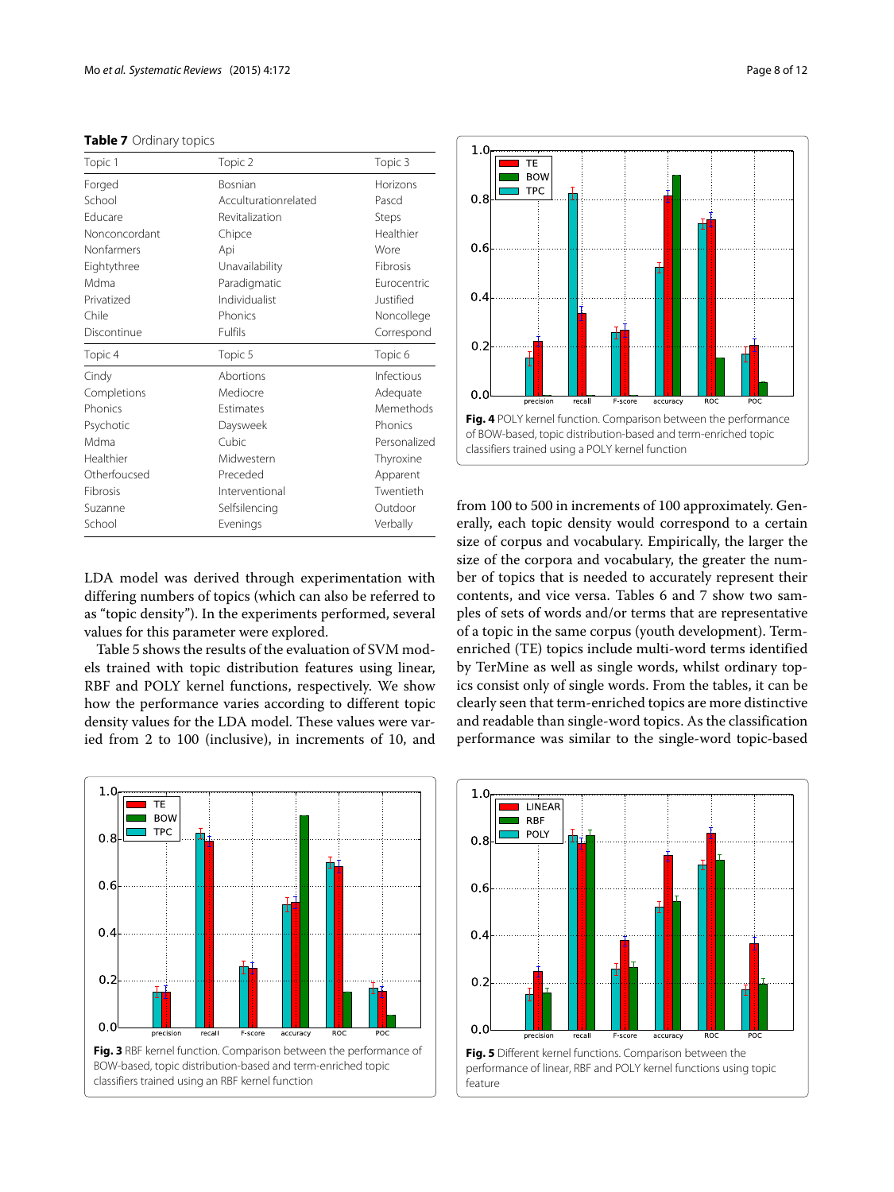**Table 7** Ordinary topics

| Topic 1 | Topic 2 | Topic 3 |
| --- | --- | --- |
| Forged | Bosnian | Horizons |
| School | Acculturationrelated | Pascd |
| Educare | Revitalization | Steps |
| Nonconcordant | Chipce | Healthier |
| Nonfarmers | Api | Wore |
| Eightythree | Unavailability | Fibrosis |
| Mdma | Paradigmatic | Eurocentric |
| Privatized | Individualist | Justified |
| Chile | Phonics | Noncollege |
| Discontinue | Fulfils | Correspond |
| **Topic 4** | **Topic 5** | **Topic 6** |
| Cindy | Abortions | Infectious |
| Completions | Mediocre | Adequate |
| Phonics | Estimates | Memethods |
| Psychotic | Daysweek | Phonics |
| Mdma | Cubic | Personalized |
| Healthier | Midwestern | Thyroxine |
| Otherfoucsed | Preceded | Apparent |
| Fibrosis | Interventional | Twentieth |
| Suzanne | Selfsilencing | Outdoor |
| School | Evenings | Verbally |

LDA model was derived through experimentation with differing numbers of topics (which can also be referred to as "topic density"). In the experiments performed, several values for this parameter were explored.

Table 5 shows the results of the evaluation of SVM models trained with topic distribution features using linear, RBF and POLY kernel functions, respectively. We show how the performance varies according to different topic density values for the LDA model. These values were varied from 2 to 100 (inclusive), in increments of 10, and from 100 to 500 in increments of 100 approximately. Generally, each topic density would correspond to a certain size of corpus and vocabulary. Empirically, the larger the size of the corpora and vocabulary, the greater the number of topics that is needed to accurately represent their contents, and vice versa. Tables 6 and 7 show two samples of sets of words and/or terms that are representative of a topic in the same corpus (youth development). Term-enriched (TE) topics include multi-word terms identified by TerMine as well as single words, whilst ordinary topics consist only of single words. From the tables, it can be clearly seen that term-enriched topics are more distinctive and readable than single-word topics. As the classification performance was similar to the single-word topic-based

**Fig. 4** POLY kernel function. Comparison between the performance of BOW-based, topic distribution-based and term-enriched topic classifiers trained using a POLY kernel function

**Fig. 3** RBF kernel function. Comparison between the performance of BOW-based, topic distribution-based and term-enriched topic classifiers trained using an RBF kernel function

**Fig. 5** Different kernel functions. Comparison between the performance of linear, RBF and POLY kernel functions using topic feature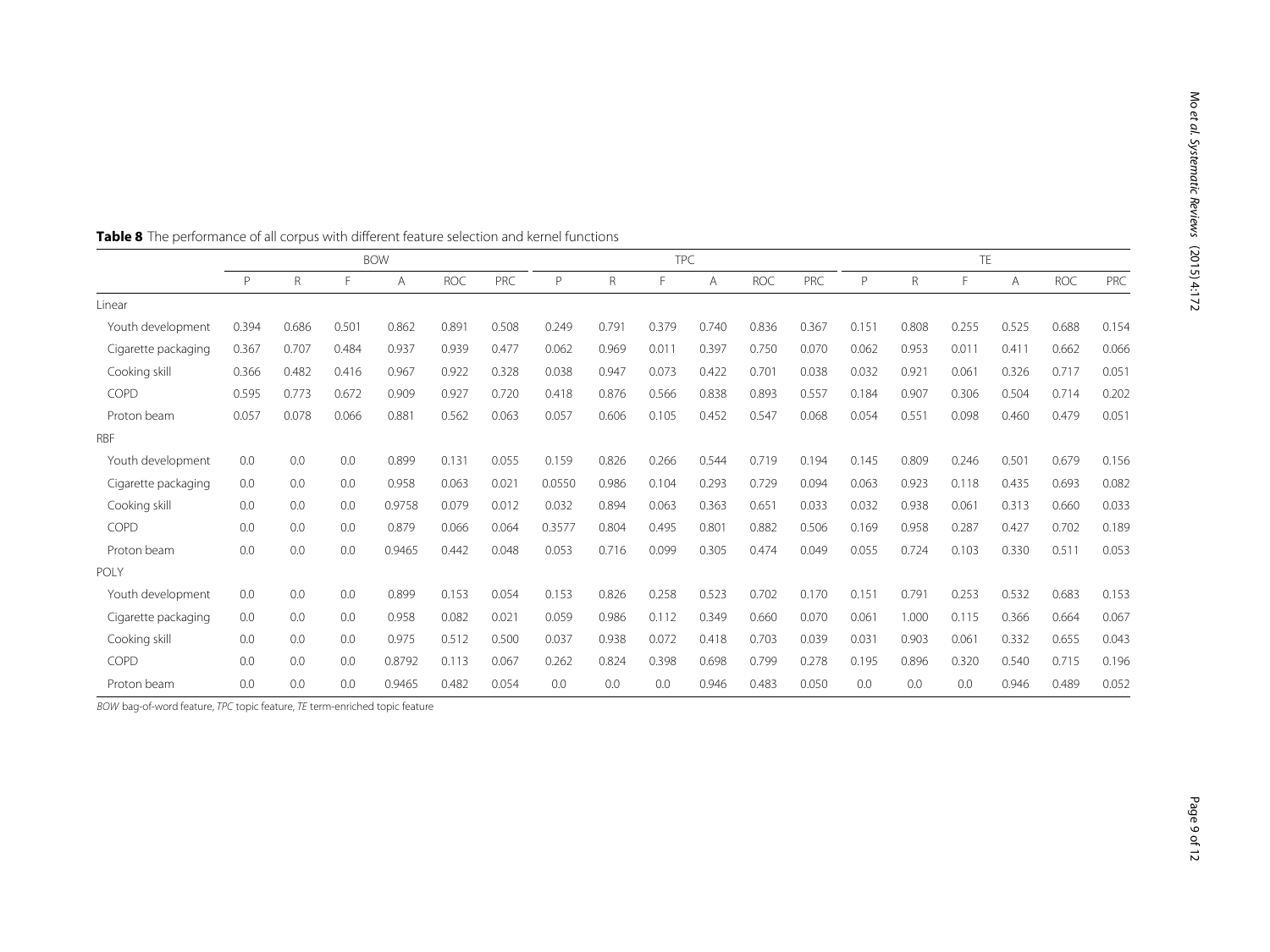**Table 8** The performance of all corpus with different feature selection and kernel functions

| | BOW | | | | | | TPC | | | | | | TE | | | | | |
|---|---|---|---|---|---|---|---|---|---|---|---|---|---|---|---|---|---|---|
| | P | R | F | A | ROC | PRC | P | R | F | A | ROC | PRC | P | R | F | A | ROC | PRC |
| Linear | | | | | | | | | | | | | | | | | | |
| Youth development | 0.394 | 0.686 | 0.501 | 0.862 | 0.891 | 0.508 | 0.249 | 0.791 | 0.379 | 0.740 | 0.836 | 0.367 | 0.151 | 0.808 | 0.255 | 0.525 | 0.688 | 0.154 |
| Cigarette packaging | 0.367 | 0.707 | 0.484 | 0.937 | 0.939 | 0.477 | 0.062 | 0.969 | 0.011 | 0.397 | 0.750 | 0.070 | 0.062 | 0.953 | 0.011 | 0.411 | 0.662 | 0.066 |
| Cooking skill | 0.366 | 0.482 | 0.416 | 0.967 | 0.922 | 0.328 | 0.038 | 0.947 | 0.073 | 0.422 | 0.701 | 0.038 | 0.032 | 0.921 | 0.061 | 0.326 | 0.717 | 0.051 |
| COPD | 0.595 | 0.773 | 0.672 | 0.909 | 0.927 | 0.720 | 0.418 | 0.876 | 0.566 | 0.838 | 0.893 | 0.557 | 0.184 | 0.907 | 0.306 | 0.504 | 0.714 | 0.202 |
| Proton beam | 0.057 | 0.078 | 0.066 | 0.881 | 0.562 | 0.063 | 0.057 | 0.606 | 0.105 | 0.452 | 0.547 | 0.068 | 0.054 | 0.551 | 0.098 | 0.460 | 0.479 | 0.051 |
| RBF | | | | | | | | | | | | | | | | | | |
| Youth development | 0.0 | 0.0 | 0.0 | 0.899 | 0.131 | 0.055 | 0.159 | 0.826 | 0.266 | 0.544 | 0.719 | 0.194 | 0.145 | 0.809 | 0.246 | 0.501 | 0.679 | 0.156 |
| Cigarette packaging | 0.0 | 0.0 | 0.0 | 0.958 | 0.063 | 0.021 | 0.0550 | 0.986 | 0.104 | 0.293 | 0.729 | 0.094 | 0.063 | 0.923 | 0.118 | 0.435 | 0.693 | 0.082 |
| Cooking skill | 0.0 | 0.0 | 0.0 | 0.9758 | 0.079 | 0.012 | 0.032 | 0.894 | 0.063 | 0.363 | 0.651 | 0.033 | 0.032 | 0.938 | 0.061 | 0.313 | 0.660 | 0.033 |
| COPD | 0.0 | 0.0 | 0.0 | 0.879 | 0.066 | 0.064 | 0.3577 | 0.804 | 0.495 | 0.801 | 0.882 | 0.506 | 0.169 | 0.958 | 0.287 | 0.427 | 0.702 | 0.189 |
| Proton beam | 0.0 | 0.0 | 0.0 | 0.9465 | 0.442 | 0.048 | 0.053 | 0.716 | 0.099 | 0.305 | 0.474 | 0.049 | 0.055 | 0.724 | 0.103 | 0.330 | 0.511 | 0.053 |
| POLY | | | | | | | | | | | | | | | | | | |
| Youth development | 0.0 | 0.0 | 0.0 | 0.899 | 0.153 | 0.054 | 0.153 | 0.826 | 0.258 | 0.523 | 0.702 | 0.170 | 0.151 | 0.791 | 0.253 | 0.532 | 0.683 | 0.153 |
| Cigarette packaging | 0.0 | 0.0 | 0.0 | 0.958 | 0.082 | 0.021 | 0.059 | 0.986 | 0.112 | 0.349 | 0.660 | 0.070 | 0.061 | 1.000 | 0.115 | 0.366 | 0.664 | 0.067 |
| Cooking skill | 0.0 | 0.0 | 0.0 | 0.975 | 0.512 | 0.500 | 0.037 | 0.938 | 0.072 | 0.418 | 0.703 | 0.039 | 0.031 | 0.903 | 0.061 | 0.332 | 0.655 | 0.043 |
| COPD | 0.0 | 0.0 | 0.0 | 0.8792 | 0.113 | 0.067 | 0.262 | 0.824 | 0.398 | 0.698 | 0.799 | 0.278 | 0.195 | 0.896 | 0.320 | 0.540 | 0.715 | 0.196 |
| Proton beam | 0.0 | 0.0 | 0.0 | 0.9465 | 0.482 | 0.054 | 0.0 | 0.0 | 0.0 | 0.946 | 0.483 | 0.050 | 0.0 | 0.0 | 0.0 | 0.946 | 0.489 | 0.052 |

*BOW* bag-of-word feature, *TPC* topic feature, *TE* term-enriched topic feature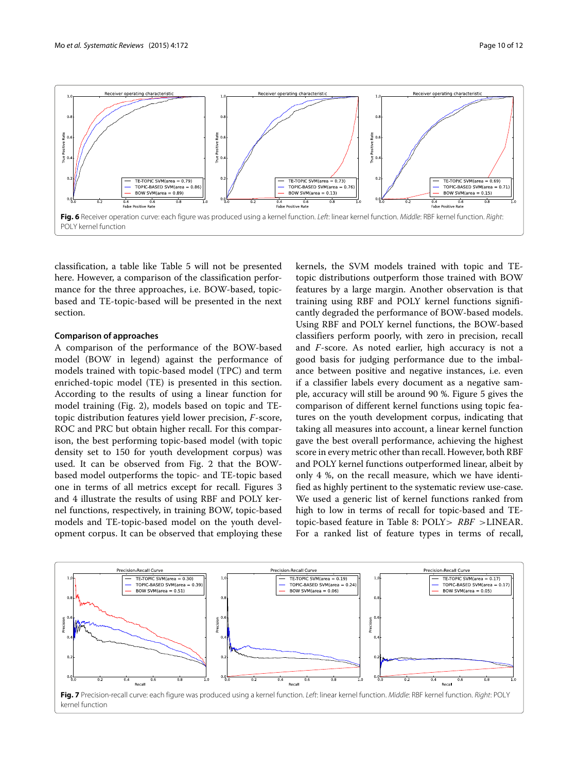**Fig. 6** Receiver operation curve: each figure was produced using a kernel function. *Left*: linear kernel function. *Middle*: RBF kernel function. *Right*: POLY kernel function

classification, a table like Table 5 will not be presented here. However, a comparison of the classification performance for the three approaches, i.e. BOW-based, topic-based and TE-topic-based will be presented in the next section.

### Comparison of approaches

A comparison of the performance of the BOW-based model (BOW in legend) against the performance of models trained with topic-based model (TPC) and term enriched-topic model (TE) is presented in this section. According to the results of using a linear function for model training (Fig. 2), models based on topic and TE-topic distribution features yield lower precision, *F*-score, ROC and PRC but obtain higher recall. For this comparison, the best performing topic-based model (with topic density set to 150 for youth development corpus) was used. It can be observed from Fig. 2 that the BOW-based model outperforms the topic- and TE-topic based one in terms of all metrics except for recall. Figures 3 and 4 illustrate the results of using RBF and POLY kernel functions, respectively, in training BOW, topic-based models and TE-topic-based model on the youth development corpus. It can be observed that employing these kernels, the SVM models trained with topic and TE-topic distributions outperform those trained with BOW features by a large margin. Another observation is that training using RBF and POLY kernel functions significantly degraded the performance of BOW-based models. Using RBF and POLY kernel functions, the BOW-based classifiers perform poorly, with zero in precision, recall and *F*-score. As noted earlier, high accuracy is not a good basis for judging performance due to the imbalance between positive and negative instances, i.e. even if a classifier labels every document as a negative sample, accuracy will still be around 90 %. Figure 5 gives the comparison of different kernel functions using topic features on the youth development corpus, indicating that taking all measures into account, a linear kernel function gave the best overall performance, achieving the highest score in every metric other than recall. However, both RBF and POLY kernel functions outperformed linear, albeit by only 4 %, on the recall measure, which we have identified as highly pertinent to the systematic review use-case. We used a generic list of kernel functions ranked from high to low in terms of recall for topic-based and TE-topic-based feature in Table 8: POLY> *RBF* >LINEAR. For a ranked list of feature types in terms of recall,

**Fig. 7** Precision-recall curve: each figure was produced using a kernel function. *Left*: linear kernel function. *Middle*: RBF kernel function. *Right*: POLY kernel function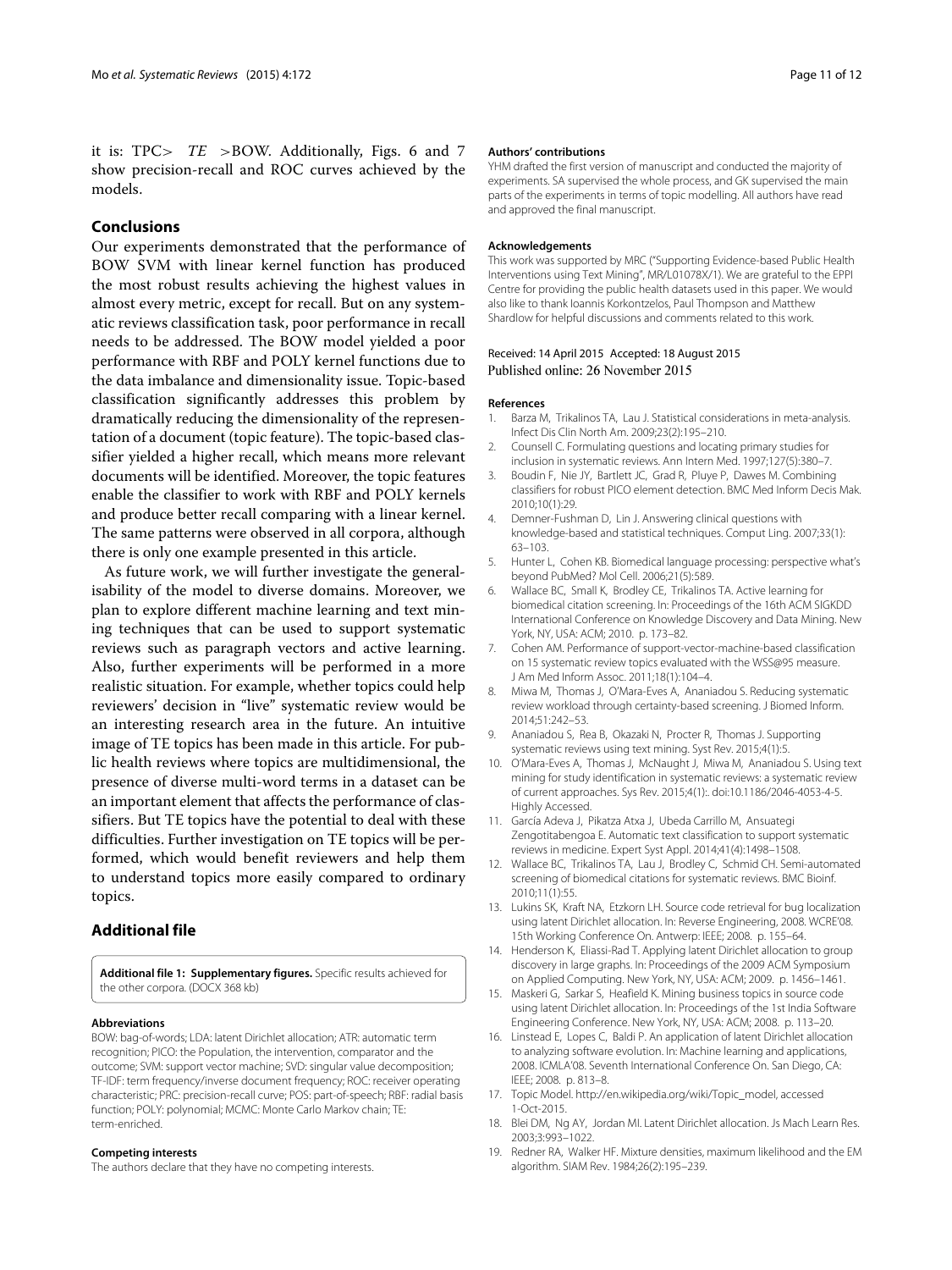it is: TPC> *TE* >BOW. Additionally, Figs. 6 and 7 show precision-recall and ROC curves achieved by the models.

## Conclusions

Our experiments demonstrated that the performance of BOW SVM with linear kernel function has produced the most robust results achieving the highest values in almost every metric, except for recall. But on any systematic reviews classification task, poor performance in recall needs to be addressed. The BOW model yielded a poor performance with RBF and POLY kernel functions due to the data imbalance and dimensionality issue. Topic-based classification significantly addresses this problem by dramatically reducing the dimensionality of the representation of a document (topic feature). The topic-based classifier yielded a higher recall, which means more relevant documents will be identified. Moreover, the topic features enable the classifier to work with RBF and POLY kernels and produce better recall comparing with a linear kernel. The same patterns were observed in all corpora, although there is only one example presented in this article.

As future work, we will further investigate the generalisability of the model to diverse domains. Moreover, we plan to explore different machine learning and text mining techniques that can be used to support systematic reviews such as paragraph vectors and active learning. Also, further experiments will be performed in a more realistic situation. For example, whether topics could help reviewers' decision in "live" systematic review would be an interesting research area in the future. An intuitive image of TE topics has been made in this article. For public health reviews where topics are multidimensional, the presence of diverse multi-word terms in a dataset can be an important element that affects the performance of classifiers. But TE topics have the potential to deal with these difficulties. Further investigation on TE topics will be performed, which would benefit reviewers and help them to understand topics more easily compared to ordinary topics.

## Additional file

**Additional file 1: Supplementary figures.** Specific results achieved for the other corpora. (DOCX 368 kb)

#### Abbreviations

BOW: bag-of-words; LDA: latent Dirichlet allocation; ATR: automatic term recognition; PICO: the Population, the intervention, comparator and the outcome; SVM: support vector machine; SVD: singular value decomposition; TF-IDF: term frequency/inverse document frequency; ROC: receiver operating characteristic; PRC: precision-recall curve; POS: part-of-speech; RBF: radial basis function; POLY: polynomial; MCMC: Monte Carlo Markov chain; TE: term-enriched.

#### Competing interests

The authors declare that they have no competing interests.

#### Authors' contributions

YHM drafted the first version of manuscript and conducted the majority of experiments. SA supervised the whole process, and GK supervised the main parts of the experiments in terms of topic modelling. All authors have read and approved the final manuscript.

#### Acknowledgements

This work was supported by MRC ("Supporting Evidence-based Public Health Interventions using Text Mining", MR/L01078X/1). We are grateful to the EPPI Centre for providing the public health datasets used in this paper. We would also like to thank Ioannis Korkontzelos, Paul Thompson and Matthew Shardlow for helpful discussions and comments related to this work.

Received: 14 April 2015 Accepted: 18 August 2015
Published online: 26 November 2015

#### References

1. Barza M, Trikalinos TA, Lau J. Statistical considerations in meta-analysis. Infect Dis Clin North Am. 2009;23(2):195–210.
2. Counsell C. Formulating questions and locating primary studies for inclusion in systematic reviews. Ann Intern Med. 1997;127(5):380–7.
3. Boudin F, Nie JY, Bartlett JC, Grad R, Pluye P, Dawes M. Combining classifiers for robust PICO element detection. BMC Med Inform Decis Mak. 2010;10(1):29.
4. Demner-Fushman D, Lin J. Answering clinical questions with knowledge-based and statistical techniques. Comput Ling. 2007;33(1): 63–103.
5. Hunter L, Cohen KB. Biomedical language processing: perspective what's beyond PubMed? Mol Cell. 2006;21(5):589.
6. Wallace BC, Small K, Brodley CE, Trikalinos TA. Active learning for biomedical citation screening. In: Proceedings of the 16th ACM SIGKDD International Conference on Knowledge Discovery and Data Mining. New York, NY, USA: ACM; 2010. p. 173–82.
7. Cohen AM. Performance of support-vector-machine-based classification on 15 systematic review topics evaluated with the WSS@95 measure. J Am Med Inform Assoc. 2011;18(1):104–4.
8. Miwa M, Thomas J, O'Mara-Eves A, Ananiadou S. Reducing systematic review workload through certainty-based screening. J Biomed Inform. 2014;51:242–53.
9. Ananiadou S, Rea B, Okazaki N, Procter R, Thomas J. Supporting systematic reviews using text mining. Syst Rev. 2015;4(1):5.
10. O'Mara-Eves A, Thomas J, McNaught J, Miwa M, Ananiadou S. Using text mining for study identification in systematic reviews: a systematic review of current approaches. Sys Rev. 2015;4(1):. doi:10.1186/2046-4053-4-5. Highly Accessed.
11. García Adeva J, Pikatza Atxa J, Ubeda Carrillo M, Ansuategi Zengotitabengoa E. Automatic text classification to support systematic reviews in medicine. Expert Syst Appl. 2014;41(4):1498–1508.
12. Wallace BC, Trikalinos TA, Lau J, Brodley C, Schmid CH. Semi-automated screening of biomedical citations for systematic reviews. BMC Bioinf. 2010;11(1):55.
13. Lukins SK, Kraft NA, Etzkorn LH. Source code retrieval for bug localization using latent Dirichlet allocation. In: Reverse Engineering, 2008. WCRE'08. 15th Working Conference On. Antwerp: IEEE; 2008. p. 155–64.
14. Henderson K, Eliassi-Rad T. Applying latent Dirichlet allocation to group discovery in large graphs. In: Proceedings of the 2009 ACM Symposium on Applied Computing. New York, NY, USA: ACM; 2009. p. 1456–1461.
15. Maskeri G, Sarkar S, Heafield K. Mining business topics in source code using latent Dirichlet allocation. In: Proceedings of the 1st India Software Engineering Conference. New York, NY, USA: ACM; 2008. p. 113–20.
16. Linstead E, Lopes C, Baldi P. An application of latent Dirichlet allocation to analyzing software evolution. In: Machine learning and applications, 2008. ICMLA'08. Seventh International Conference On. San Diego, CA: IEEE; 2008. p. 813–8.
17. Topic Model. http://en.wikipedia.org/wiki/Topic_model, accessed 1-Oct-2015.
18. Blei DM, Ng AY, Jordan MI. Latent Dirichlet allocation. Js Mach Learn Res. 2003;3:993–1022.
19. Redner RA, Walker HF. Mixture densities, maximum likelihood and the EM algorithm. SIAM Rev. 1984;26(2):195–239.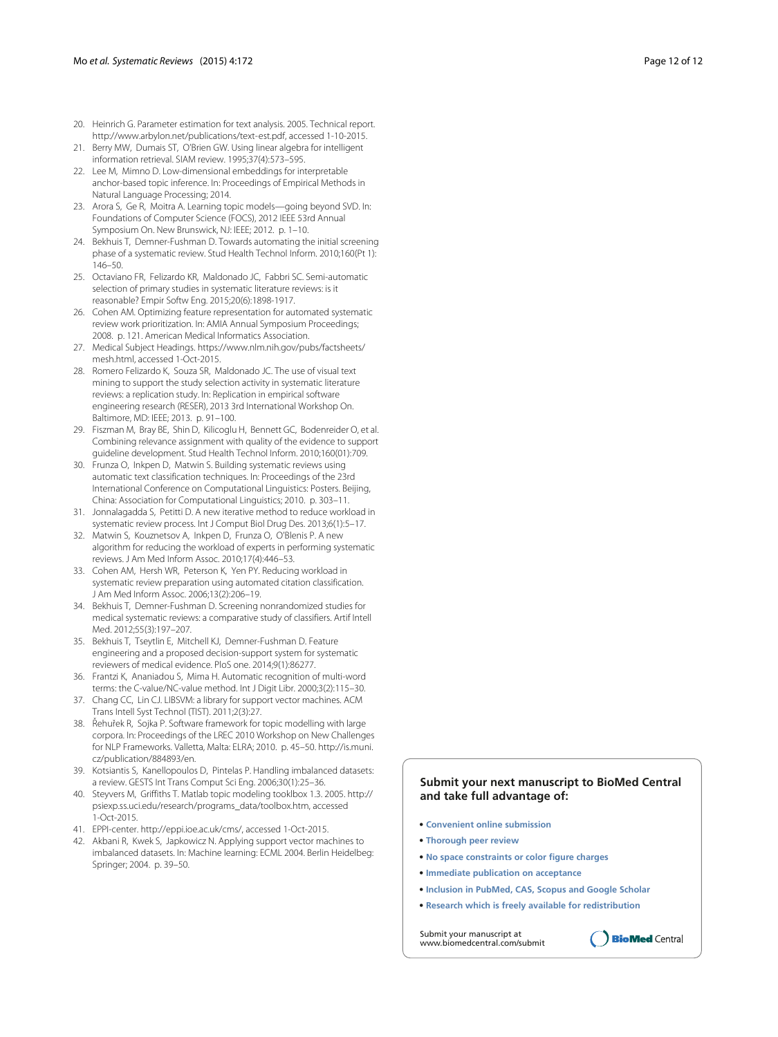20. Heinrich G. Parameter estimation for text analysis. 2005. Technical report. http://www.arbylon.net/publications/text-est.pdf, accessed 1-10-2015.
21. Berry MW, Dumais ST, O'Brien GW. Using linear algebra for intelligent information retrieval. SIAM review. 1995;37(4):573–595.
22. Lee M, Mimno D. Low-dimensional embeddings for interpretable anchor-based topic inference. In: Proceedings of Empirical Methods in Natural Language Processing; 2014.
23. Arora S, Ge R, Moitra A. Learning topic models—going beyond SVD. In: Foundations of Computer Science (FOCS), 2012 IEEE 53rd Annual Symposium On. New Brunswick, NJ: IEEE; 2012. p. 1–10.
24. Bekhuis T, Demner-Fushman D. Towards automating the initial screening phase of a systematic review. Stud Health Technol Inform. 2010;160(Pt 1): 146–50.
25. Octaviano FR, Felizardo KR, Maldonado JC, Fabbri SC. Semi-automatic selection of primary studies in systematic literature reviews: is it reasonable? Empir Softw Eng. 2015;20(6):1898-1917.
26. Cohen AM. Optimizing feature representation for automated systematic review work prioritization. In: AMIA Annual Symposium Proceedings; 2008. p. 121. American Medical Informatics Association.
27. Medical Subject Headings. https://www.nlm.nih.gov/pubs/factsheets/mesh.html, accessed 1-Oct-2015.
28. Romero Felizardo K, Souza SR, Maldonado JC. The use of visual text mining to support the study selection activity in systematic literature reviews: a replication study. In: Replication in empirical software engineering research (RESER), 2013 3rd International Workshop On. Baltimore, MD: IEEE; 2013. p. 91–100.
29. Fiszman M, Bray BE, Shin D, Kilicoglu H, Bennett GC, Bodenreider O, et al. Combining relevance assignment with quality of the evidence to support guideline development. Stud Health Technol Inform. 2010;160(01):709.
30. Frunza O, Inkpen D, Matwin S. Building systematic reviews using automatic text classification techniques. In: Proceedings of the 23rd International Conference on Computational Linguistics: Posters. Beijing, China: Association for Computational Linguistics; 2010. p. 303–11.
31. Jonnalagadda S, Petitti D. A new iterative method to reduce workload in systematic review process. Int J Comput Biol Drug Des. 2013;6(1):5–17.
32. Matwin S, Kouznetsov A, Inkpen D, Frunza O, O'Blenis P. A new algorithm for reducing the workload of experts in performing systematic reviews. J Am Med Inform Assoc. 2010;17(4):446–53.
33. Cohen AM, Hersh WR, Peterson K, Yen PY. Reducing workload in systematic review preparation using automated citation classification. J Am Med Inform Assoc. 2006;13(2):206–19.
34. Bekhuis T, Demner-Fushman D. Screening nonrandomized studies for medical systematic reviews: a comparative study of classifiers. Artif Intell Med. 2012;55(3):197–207.
35. Bekhuis T, Tseytlin E, Mitchell KJ, Demner-Fushman D. Feature engineering and a proposed decision-support system for systematic reviewers of medical evidence. PloS one. 2014;9(1):86277.
36. Frantzi K, Ananiadou S, Mima H. Automatic recognition of multi-word terms: the C-value/NC-value method. Int J Digit Libr. 2000;3(2):115–30.
37. Chang CC, Lin CJ. LIBSVM: a library for support vector machines. ACM Trans Intell Syst Technol (TIST). 2011;2(3):27.
38. Řehuřek R, Sojka P. Software framework for topic modelling with large corpora. In: Proceedings of the LREC 2010 Workshop on New Challenges for NLP Frameworks. Valletta, Malta: ELRA; 2010. p. 45–50. http://is.muni.cz/publication/884893/en.
39. Kotsiantis S, Kanellopoulos D, Pintelas P. Handling imbalanced datasets: a review. GESTS Int Trans Comput Sci Eng. 2006;30(1):25–36.
40. Steyvers M, Griffiths T. Matlab topic modeling tooklbox 1.3. 2005. http://psiexp.ss.uci.edu/research/programs_data/toolbox.htm, accessed 1-Oct-2015.
41. EPPI-center. http://eppi.ioe.ac.uk/cms/, accessed 1-Oct-2015.
42. Akbani R, Kwek S, Japkowicz N. Applying support vector machines to imbalanced datasets. In: Machine learning: ECML 2004. Berlin Heidelbeg: Springer; 2004. p. 39–50.

**Submit your next manuscript to BioMed Central and take full advantage of:**

- **Convenient online submission**
- **Thorough peer review**
- **No space constraints or color figure charges**
- **Immediate publication on acceptance**
- **Inclusion in PubMed, CAS, Scopus and Google Scholar**
- **Research which is freely available for redistribution**

Submit your manuscript at
www.biomedcentral.com/submit

BioMed Central